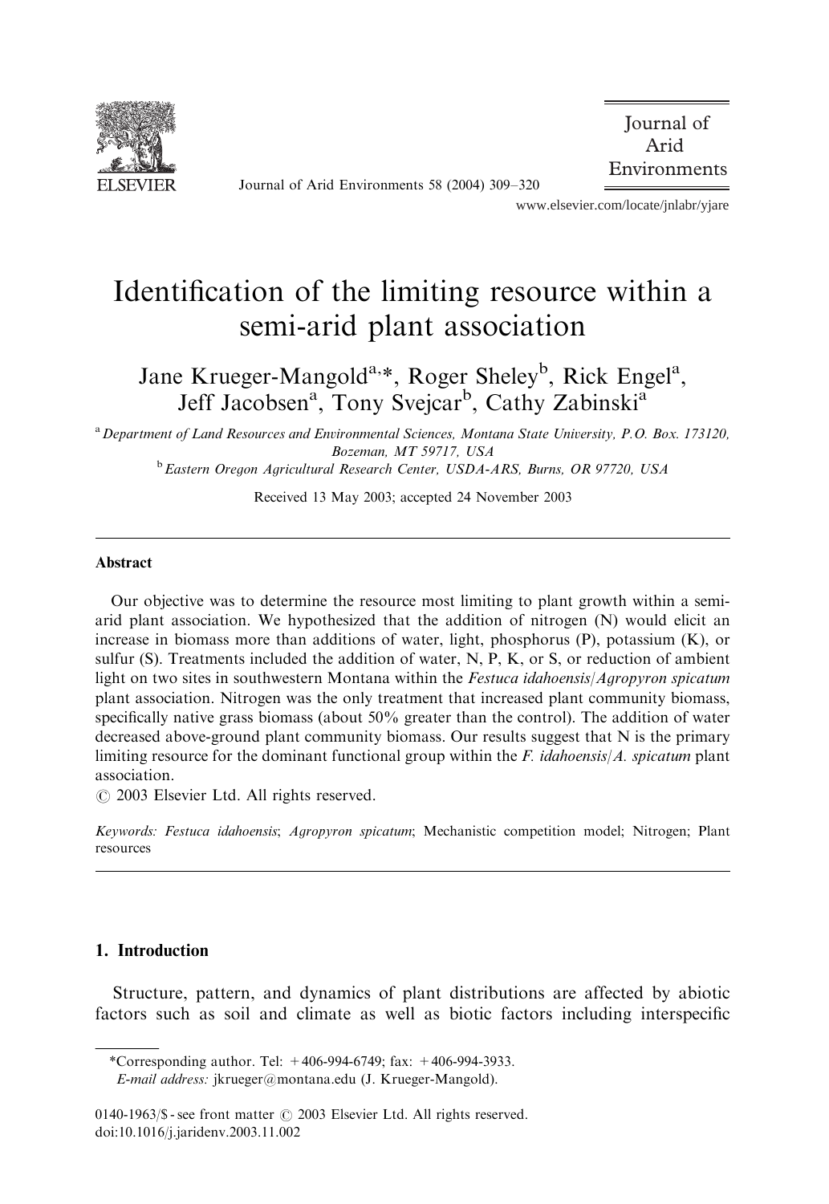# Identification of the limiting resource within a semi-arid plant association

Jane Krueger-Mangold[a,*], Roger Sheley[b], Rick Engel[a], Jeff Jacobsen[a], Tony Svejcar[b], Cathy Zabinski[a]

[a] Department of Land Resources and Environmental Sciences, Montana State University, P.O. Box. 173120, Bozeman, MT 59717, USA

[b] Eastern Oregon Agricultural Research Center, USDA-ARS, Burns, OR 97720, USA

Received 13 May 2003; accepted 24 November 2003

## Abstract

Our objective was to determine the resource most limiting to plant growth within a semi-arid plant association. We hypothesized that the addition of nitrogen (N) would elicit an increase in biomass more than additions of water, light, phosphorus (P), potassium (K), or sulfur (S). Treatments included the addition of water, N, P, K, or S, or reduction of ambient light on two sites in southwestern Montana within the *Festuca idahoensis*/*Agropyron spicatum* plant association. Nitrogen was the only treatment that increased plant community biomass, specifically native grass biomass (about 50% greater than the control). The addition of water decreased above-ground plant community biomass. Our results suggest that N is the primary limiting resource for the dominant functional group within the *F. idahoensis*/*A. spicatum* plant association.

© 2003 Elsevier Ltd. All rights reserved.

*Keywords:* *Festuca idahoensis*; *Agropyron spicatum*; Mechanistic competition model; Nitrogen; Plant resources

## 1. Introduction

Structure, pattern, and dynamics of plant distributions are affected by abiotic factors such as soil and climate as well as biotic factors including interspecific

*Corresponding author. Tel: +406-994-6749; fax: +406-994-3933.
*E-mail address:* jkrueger@montana.edu (J. Krueger-Mangold).

0140-1963/$ - see front matter © 2003 Elsevier Ltd. All rights reserved.
doi:10.1016/j.jaridenv.2003.11.002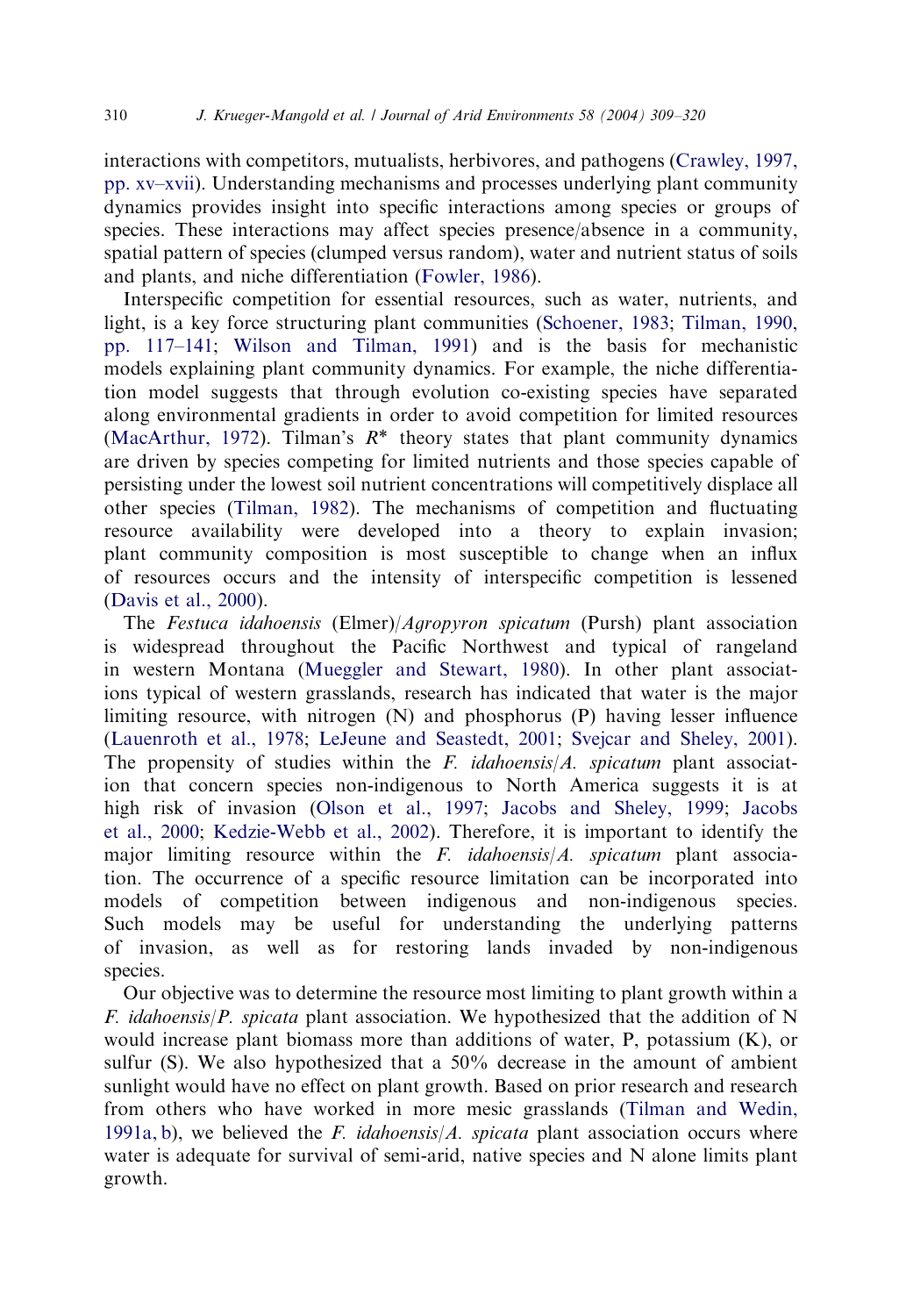interactions with competitors, mutualists, herbivores, and pathogens (Crawley, 1997, pp. xv–xvii). Understanding mechanisms and processes underlying plant community dynamics provides insight into specific interactions among species or groups of species. These interactions may affect species presence/absence in a community, spatial pattern of species (clumped versus random), water and nutrient status of soils and plants, and niche differentiation (Fowler, 1986).

Interspecific competition for essential resources, such as water, nutrients, and light, is a key force structuring plant communities (Schoener, 1983; Tilman, 1990, pp. 117–141; Wilson and Tilman, 1991) and is the basis for mechanistic models explaining plant community dynamics. For example, the niche differentiation model suggests that through evolution co-existing species have separated along environmental gradients in order to avoid competition for limited resources (MacArthur, 1972). Tilman's $R^*$ theory states that plant community dynamics are driven by species competing for limited nutrients and those species capable of persisting under the lowest soil nutrient concentrations will competitively displace all other species (Tilman, 1982). The mechanisms of competition and fluctuating resource availability were developed into a theory to explain invasion; plant community composition is most susceptible to change when an influx of resources occurs and the intensity of interspecific competition is lessened (Davis et al., 2000).

The *Festuca idahoensis* (Elmer)/*Agropyron spicatum* (Pursh) plant association is widespread throughout the Pacific Northwest and typical of rangeland in western Montana (Mueggler and Stewart, 1980). In other plant associations typical of western grasslands, research has indicated that water is the major limiting resource, with nitrogen (N) and phosphorus (P) having lesser influence (Lauenroth et al., 1978; LeJeune and Seastedt, 2001; Svejcar and Sheley, 2001). The propensity of studies within the *F. idahoensis*/*A. spicatum* plant association that concern species non-indigenous to North America suggests it is at high risk of invasion (Olson et al., 1997; Jacobs and Sheley, 1999; Jacobs et al., 2000; Kedzie-Webb et al., 2002). Therefore, it is important to identify the major limiting resource within the *F. idahoensis*/*A. spicatum* plant association. The occurrence of a specific resource limitation can be incorporated into models of competition between indigenous and non-indigenous species. Such models may be useful for understanding the underlying patterns of invasion, as well as for restoring lands invaded by non-indigenous species.

Our objective was to determine the resource most limiting to plant growth within a *F. idahoensis*/*P. spicata* plant association. We hypothesized that the addition of N would increase plant biomass more than additions of water, P, potassium (K), or sulfur (S). We also hypothesized that a 50% decrease in the amount of ambient sunlight would have no effect on plant growth. Based on prior research and research from others who have worked in more mesic grasslands (Tilman and Wedin, 1991a, b), we believed the *F. idahoensis*/*A. spicata* plant association occurs where water is adequate for survival of semi-arid, native species and N alone limits plant growth.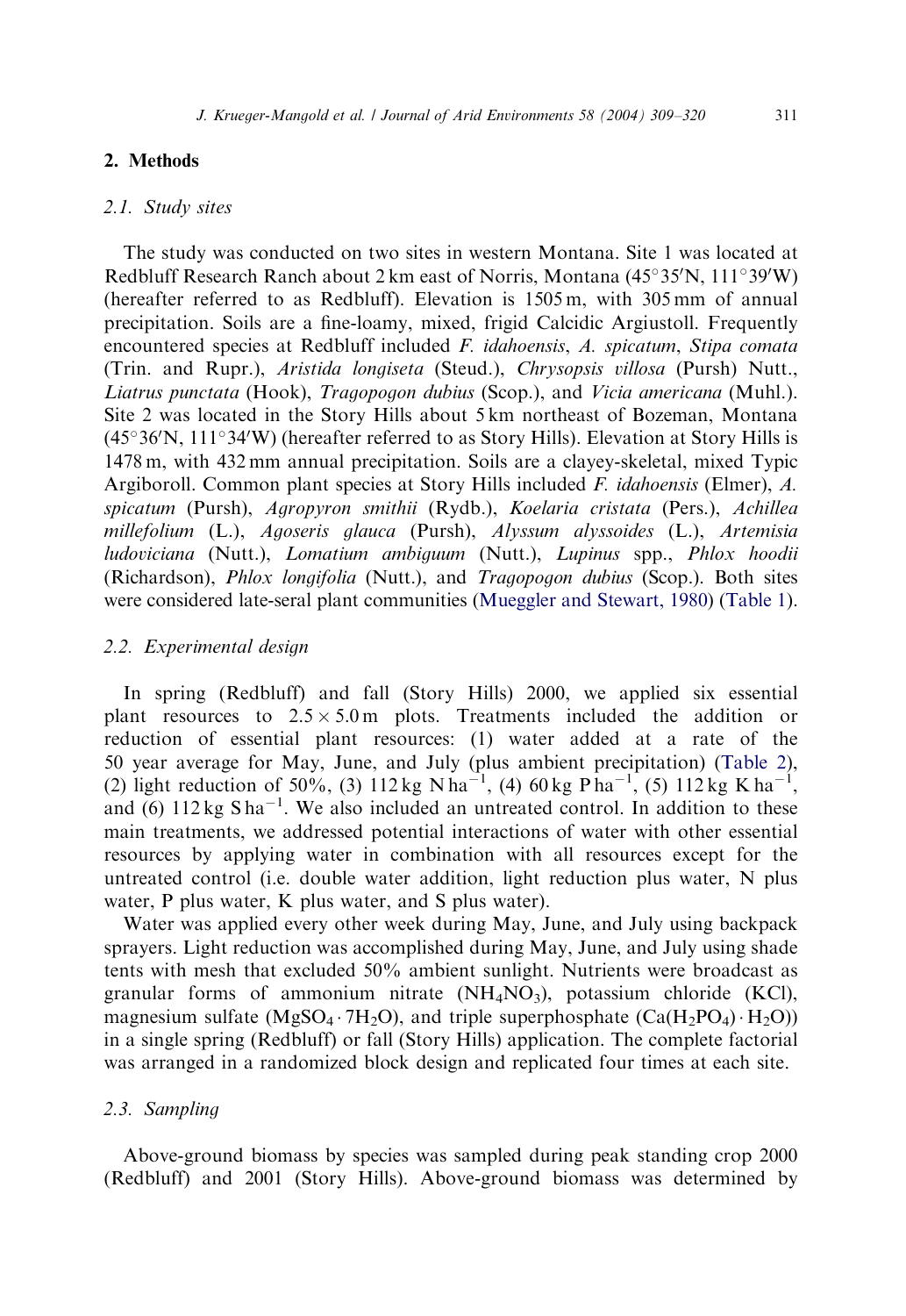## 2. Methods

### 2.1. Study sites

The study was conducted on two sites in western Montana. Site 1 was located at Redbluff Research Ranch about 2 km east of Norris, Montana (45°35′N, 111°39′W) (hereafter referred to as Redbluff). Elevation is 1505 m, with 305 mm of annual precipitation. Soils are a fine-loamy, mixed, frigid Calcidic Argiustoll. Frequently encountered species at Redbluff included *F. idahoensis*, *A. spicatum*, *Stipa comata* (Trin. and Rupr.), *Aristida longiseta* (Steud.), *Chrysopsis villosa* (Pursh) Nutt., *Liatrus punctata* (Hook), *Tragopogon dubius* (Scop.), and *Vicia americana* (Muhl.). Site 2 was located in the Story Hills about 5 km northeast of Bozeman, Montana (45°36′N, 111°34′W) (hereafter referred to as Story Hills). Elevation at Story Hills is 1478 m, with 432 mm annual precipitation. Soils are a clayey-skeletal, mixed Typic Argiboroll. Common plant species at Story Hills included *F. idahoensis* (Elmer), *A. spicatum* (Pursh), *Agropyron smithii* (Rydb.), *Koelaria cristata* (Pers.), *Achillea millefolium* (L.), *Agoseris glauca* (Pursh), *Alyssum alyssoides* (L.), *Artemisia ludoviciana* (Nutt.), *Lomatium ambiguum* (Nutt.), *Lupinus* spp., *Phlox hoodii* (Richardson), *Phlox longifolia* (Nutt.), and *Tragopogon dubius* (Scop.). Both sites were considered late-seral plant communities (Mueggler and Stewart, 1980) (Table 1).

### 2.2. Experimental design

In spring (Redbluff) and fall (Story Hills) 2000, we applied six essential plant resources to $2.5 \times 5.0$ m plots. Treatments included the addition or reduction of essential plant resources: (1) water added at a rate of the 50 year average for May, June, and July (plus ambient precipitation) (Table 2), (2) light reduction of 50%, (3) 112 kg N ha$^{-1}$, (4) 60 kg P ha$^{-1}$, (5) 112 kg K ha$^{-1}$, and (6) 112 kg S ha$^{-1}$. We also included an untreated control. In addition to these main treatments, we addressed potential interactions of water with other essential resources by applying water in combination with all resources except for the untreated control (i.e. double water addition, light reduction plus water, N plus water, P plus water, K plus water, and S plus water).

Water was applied every other week during May, June, and July using backpack sprayers. Light reduction was accomplished during May, June, and July using shade tents with mesh that excluded 50% ambient sunlight. Nutrients were broadcast as granular forms of ammonium nitrate ($NH_4NO_3$), potassium chloride (KCl), magnesium sulfate ($MgSO_4 \cdot 7H_2O$), and triple superphosphate ($Ca(H_2PO_4) \cdot H_2O$)) in a single spring (Redbluff) or fall (Story Hills) application. The complete factorial was arranged in a randomized block design and replicated four times at each site.

### 2.3. Sampling

Above-ground biomass by species was sampled during peak standing crop 2000 (Redbluff) and 2001 (Story Hills). Above-ground biomass was determined by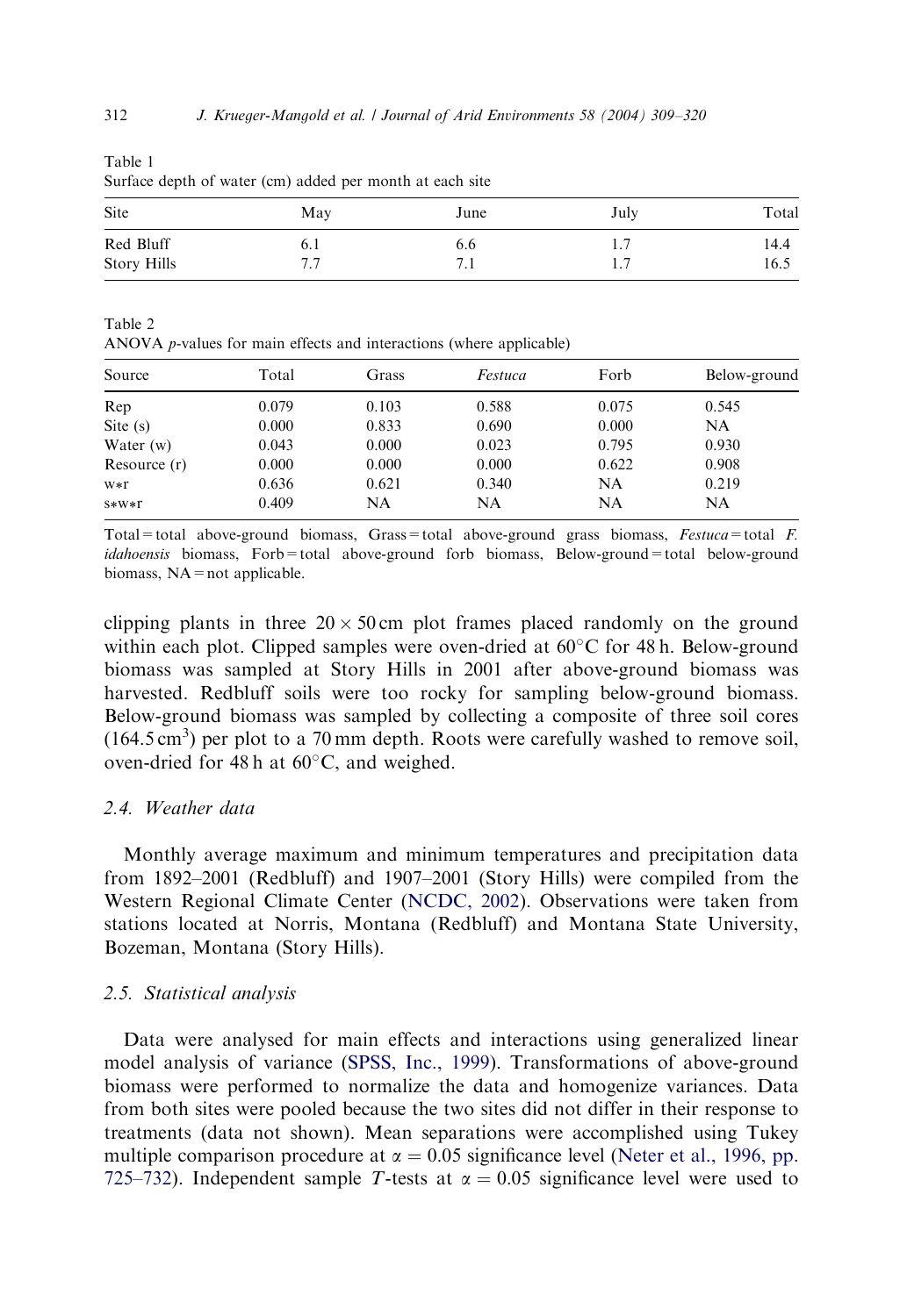Table 1
Surface depth of water (cm) added per month at each site

| Site | May | June | July | Total |
|---|---|---|---|---|
| Red Bluff | 6.1 | 6.6 | 1.7 | 14.4 |
| Story Hills | 7.7 | 7.1 | 1.7 | 16.5 |

Table 2
ANOVA *p*-values for main effects and interactions (where applicable)

| Source | Total | Grass | *Festuca* | Forb | Below-ground |
|---|---|---|---|---|---|
| Rep | 0.079 | 0.103 | 0.588 | 0.075 | 0.545 |
| Site (s) | 0.000 | 0.833 | 0.690 | 0.000 | NA |
| Water (w) | 0.043 | 0.000 | 0.023 | 0.795 | 0.930 |
| Resource (r) | 0.000 | 0.000 | 0.000 | 0.622 | 0.908 |
| w*r | 0.636 | 0.621 | 0.340 | NA | 0.219 |
| s*w*r | 0.409 | NA | NA | NA | NA |

Total = total above-ground biomass, Grass = total above-ground grass biomass, *Festuca* = total *F. idahoensis* biomass, Forb = total above-ground forb biomass, Below-ground = total below-ground biomass, NA = not applicable.

clipping plants in three $20 \times 50$ cm plot frames placed randomly on the ground within each plot. Clipped samples were oven-dried at $60^{\circ}$C for 48 h. Below-ground biomass was sampled at Story Hills in 2001 after above-ground biomass was harvested. Redbluff soils were too rocky for sampling below-ground biomass. Below-ground biomass was sampled by collecting a composite of three soil cores ($164.5\,cm^3$) per plot to a 70 mm depth. Roots were carefully washed to remove soil, oven-dried for 48 h at $60^{\circ}$C, and weighed.

### 2.4. Weather data

Monthly average maximum and minimum temperatures and precipitation data from 1892–2001 (Redbluff) and 1907–2001 (Story Hills) were compiled from the Western Regional Climate Center (NCDC, 2002). Observations were taken from stations located at Norris, Montana (Redbluff) and Montana State University, Bozeman, Montana (Story Hills).

### 2.5. Statistical analysis

Data were analysed for main effects and interactions using generalized linear model analysis of variance (SPSS, Inc., 1999). Transformations of above-ground biomass were performed to normalize the data and homogenize variances. Data from both sites were pooled because the two sites did not differ in their response to treatments (data not shown). Mean separations were accomplished using Tukey multiple comparison procedure at $\alpha = 0.05$ significance level (Neter et al., 1996, pp. 725–732). Independent sample $T$-tests at $\alpha = 0.05$ significance level were used to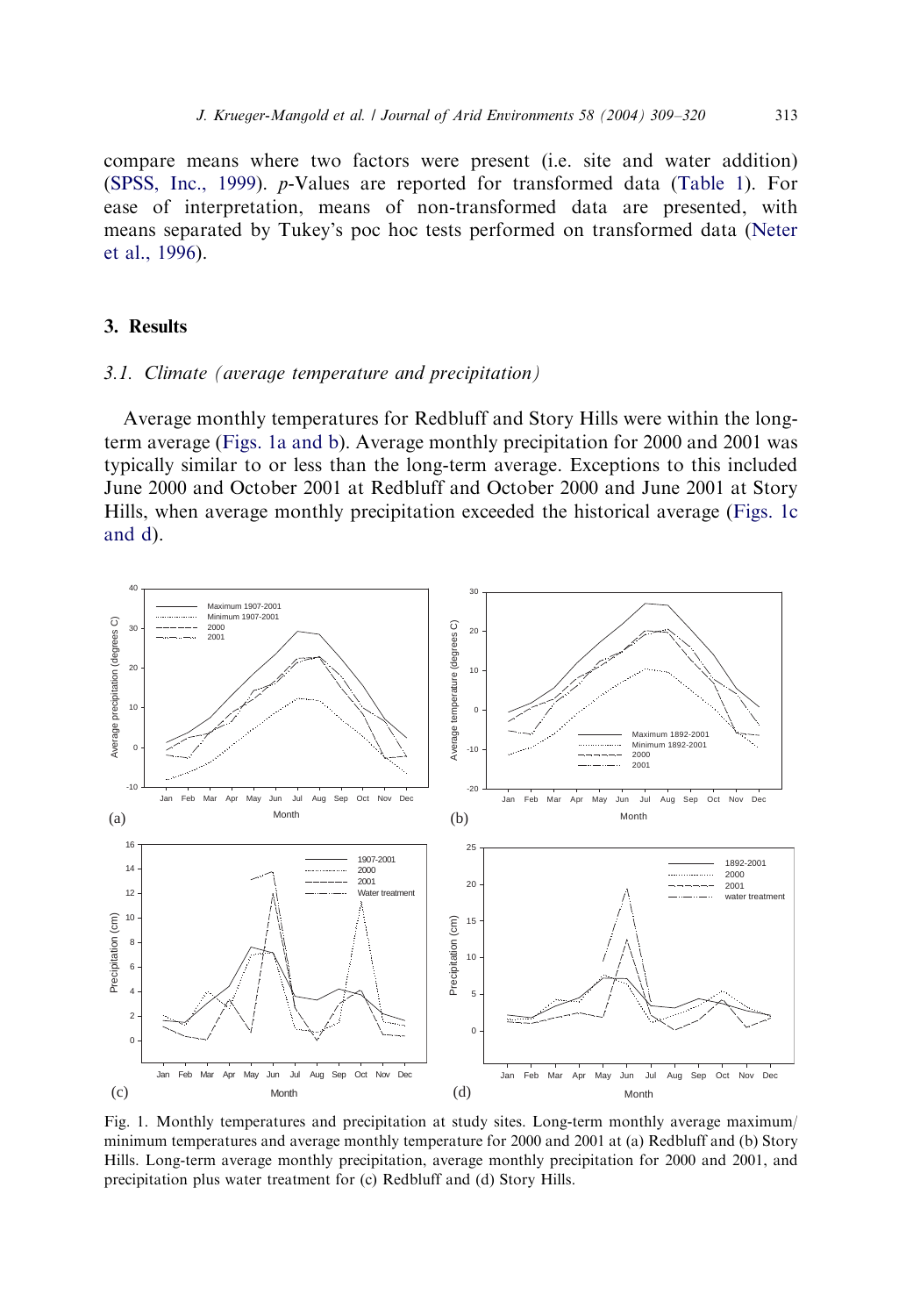compare means where two factors were present (i.e. site and water addition) (SPSS, Inc., 1999). $p$-Values are reported for transformed data (Table 1). For ease of interpretation, means of non-transformed data are presented, with means separated by Tukey's poc hoc tests performed on transformed data (Neter et al., 1996).

## 3. Results

### 3.1. Climate (average temperature and precipitation)

Average monthly temperatures for Redbluff and Story Hills were within the long-term average (Figs. 1a and b). Average monthly precipitation for 2000 and 2001 was typically similar to or less than the long-term average. Exceptions to this included June 2000 and October 2001 at Redbluff and October 2000 and June 2001 at Story Hills, when average monthly precipitation exceeded the historical average (Figs. 1c and d).

Fig. 1. Monthly temperatures and precipitation at study sites. Long-term monthly average maximum/minimum temperatures and average monthly temperature for 2000 and 2001 at (a) Redbluff and (b) Story Hills. Long-term average monthly precipitation, average monthly precipitation for 2000 and 2001, and precipitation plus water treatment for (c) Redbluff and (d) Story Hills.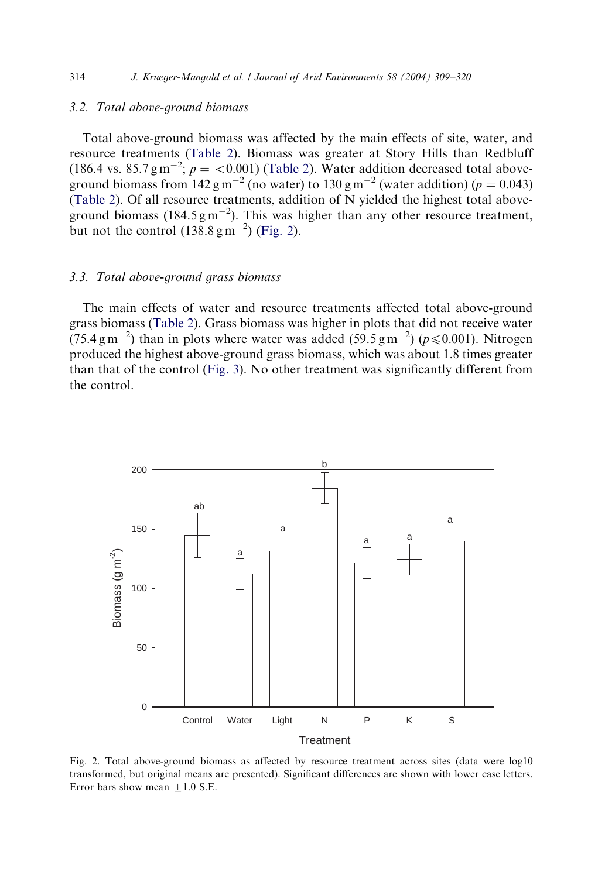### 3.2. Total above-ground biomass

Total above-ground biomass was affected by the main effects of site, water, and resource treatments (Table 2). Biomass was greater at Story Hills than Redbluff (186.4 vs. 85.7 g m$^{-2}$; $p = <0.001$) (Table 2). Water addition decreased total above-ground biomass from 142 g m$^{-2}$ (no water) to 130 g m$^{-2}$ (water addition) ($p = 0.043$) (Table 2). Of all resource treatments, addition of N yielded the highest total above-ground biomass (184.5 g m$^{-2}$). This was higher than any other resource treatment, but not the control (138.8 g m$^{-2}$) (Fig. 2).

### 3.3. Total above-ground grass biomass

The main effects of water and resource treatments affected total above-ground grass biomass (Table 2). Grass biomass was higher in plots that did not receive water (75.4 g m$^{-2}$) than in plots where water was added (59.5 g m$^{-2}$) ($p \leqslant 0.001$). Nitrogen produced the highest above-ground grass biomass, which was about 1.8 times greater than that of the control (Fig. 3). No other treatment was significantly different from the control.

Fig. 2. Total above-ground biomass as affected by resource treatment across sites (data were log10 transformed, but original means are presented). Significant differences are shown with lower case letters. Error bars show mean $\pm$1.0 S.E.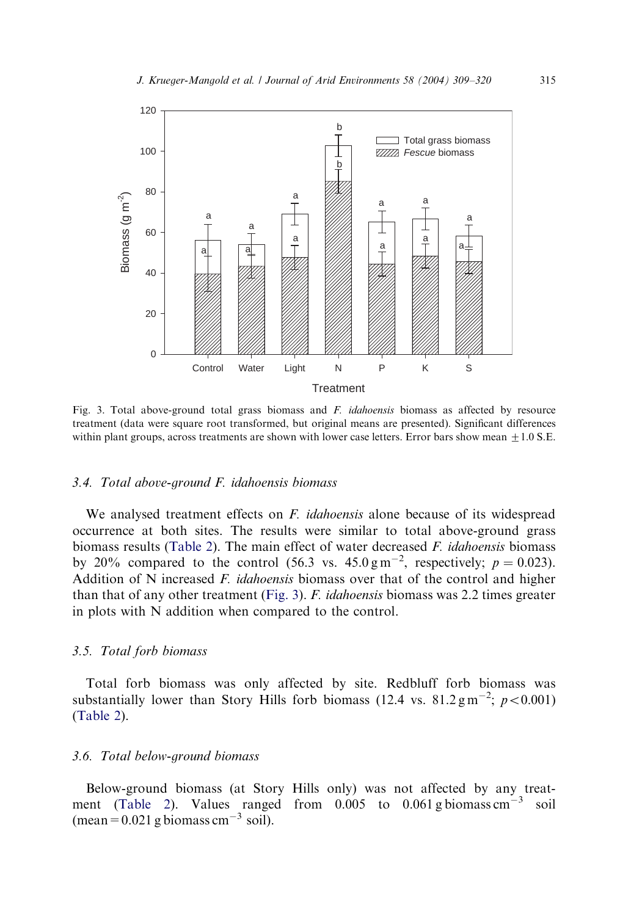Fig. 3. Total above-ground total grass biomass and *F. idahoensis* biomass as affected by resource treatment (data were square root transformed, but original means are presented). Significant differences within plant groups, across treatments are shown with lower case letters. Error bars show mean $\pm 1.0$ S.E.

### 3.4. Total above-ground F. idahoensis biomass

We analysed treatment effects on *F. idahoensis* alone because of its widespread occurrence at both sites. The results were similar to total above-ground grass biomass results (Table 2). The main effect of water decreased *F. idahoensis* biomass by 20% compared to the control (56.3 vs. 45.0 $g\,m^{-2}$, respectively; $p = 0.023$). Addition of N increased *F. idahoensis* biomass over that of the control and higher than that of any other treatment (Fig. 3). *F. idahoensis* biomass was 2.2 times greater in plots with N addition when compared to the control.

### 3.5. Total forb biomass

Total forb biomass was only affected by site. Redbluff forb biomass was substantially lower than Story Hills forb biomass (12.4 vs. 81.2 $g\,m^{-2}$; $p < 0.001$) (Table 2).

### 3.6. Total below-ground biomass

Below-ground biomass (at Story Hills only) was not affected by any treatment (Table 2). Values ranged from 0.005 to 0.061 g biomass $cm^{-3}$ soil (mean = 0.021 g biomass $cm^{-3}$ soil).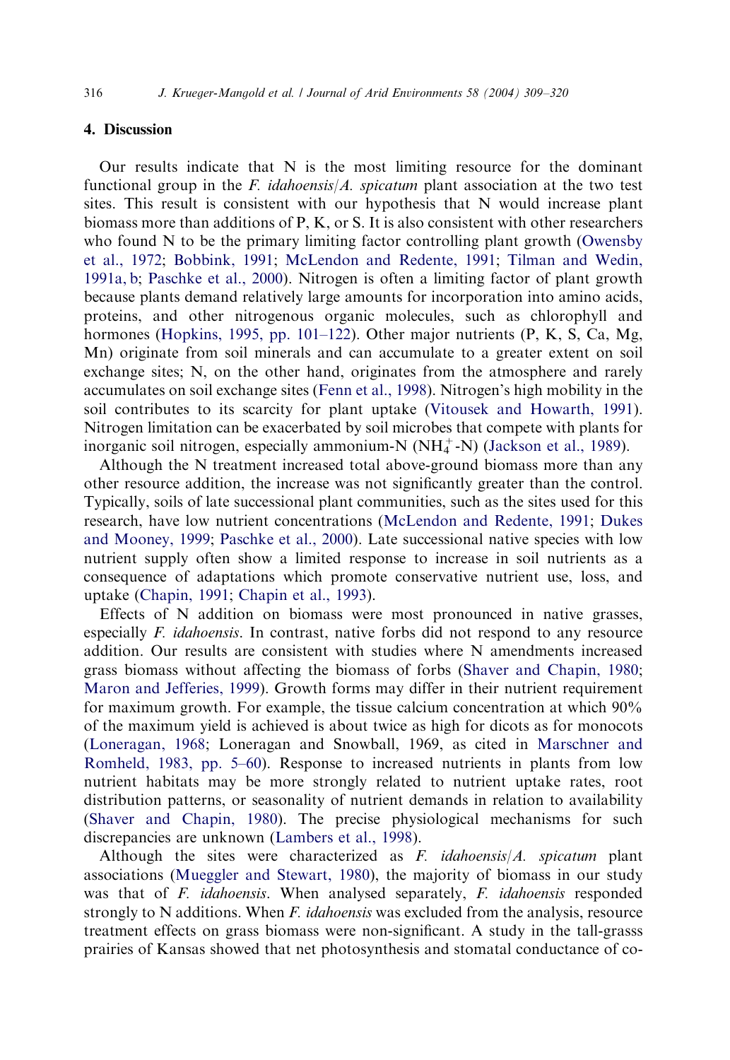## 4. Discussion

Our results indicate that N is the most limiting resource for the dominant functional group in the *F. idahoensis*/*A. spicatum* plant association at the two test sites. This result is consistent with our hypothesis that N would increase plant biomass more than additions of P, K, or S. It is also consistent with other researchers who found N to be the primary limiting factor controlling plant growth (Owensby et al., 1972; Bobbink, 1991; McLendon and Redente, 1991; Tilman and Wedin, 1991a, b; Paschke et al., 2000). Nitrogen is often a limiting factor of plant growth because plants demand relatively large amounts for incorporation into amino acids, proteins, and other nitrogenous organic molecules, such as chlorophyll and hormones (Hopkins, 1995, pp. 101–122). Other major nutrients (P, K, S, Ca, Mg, Mn) originate from soil minerals and can accumulate to a greater extent on soil exchange sites; N, on the other hand, originates from the atmosphere and rarely accumulates on soil exchange sites (Fenn et al., 1998). Nitrogen's high mobility in the soil contributes to its scarcity for plant uptake (Vitousek and Howarth, 1991). Nitrogen limitation can be exacerbated by soil microbes that compete with plants for inorganic soil nitrogen, especially ammonium-N ($NH_4^+$-N) (Jackson et al., 1989).

Although the N treatment increased total above-ground biomass more than any other resource addition, the increase was not significantly greater than the control. Typically, soils of late successional plant communities, such as the sites used for this research, have low nutrient concentrations (McLendon and Redente, 1991; Dukes and Mooney, 1999; Paschke et al., 2000). Late successional native species with low nutrient supply often show a limited response to increase in soil nutrients as a consequence of adaptations which promote conservative nutrient use, loss, and uptake (Chapin, 1991; Chapin et al., 1993).

Effects of N addition on biomass were most pronounced in native grasses, especially *F. idahoensis*. In contrast, native forbs did not respond to any resource addition. Our results are consistent with studies where N amendments increased grass biomass without affecting the biomass of forbs (Shaver and Chapin, 1980; Maron and Jefferies, 1999). Growth forms may differ in their nutrient requirement for maximum growth. For example, the tissue calcium concentration at which 90% of the maximum yield is achieved is about twice as high for dicots as for monocots (Loneragan, 1968; Loneragan and Snowball, 1969, as cited in Marschner and Romheld, 1983, pp. 5–60). Response to increased nutrients in plants from low nutrient habitats may be more strongly related to nutrient uptake rates, root distribution patterns, or seasonality of nutrient demands in relation to availability (Shaver and Chapin, 1980). The precise physiological mechanisms for such discrepancies are unknown (Lambers et al., 1998).

Although the sites were characterized as *F. idahoensis*/*A. spicatum* plant associations (Mueggler and Stewart, 1980), the majority of biomass in our study was that of *F. idahoensis*. When analysed separately, *F. idahoensis* responded strongly to N additions. When *F. idahoensis* was excluded from the analysis, resource treatment effects on grass biomass were non-significant. A study in the tall-grasss prairies of Kansas showed that net photosynthesis and stomatal conductance of co-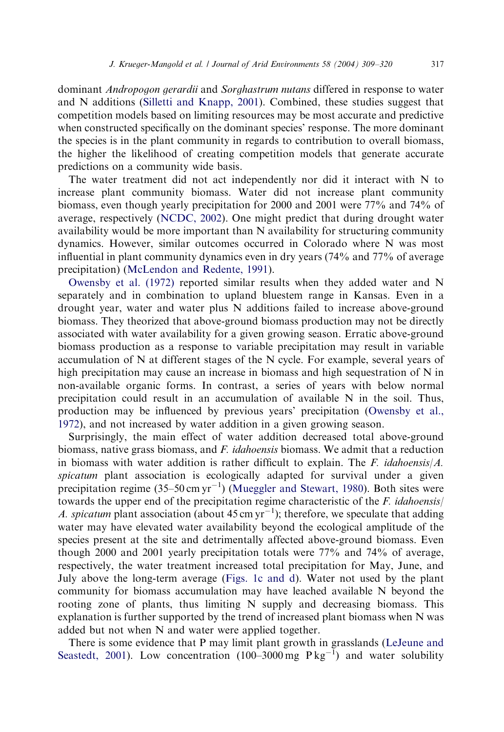dominant *Andropogon gerardii* and *Sorghastrum nutans* differed in response to water and N additions (Silletti and Knapp, 2001). Combined, these studies suggest that competition models based on limiting resources may be most accurate and predictive when constructed specifically on the dominant species' response. The more dominant the species is in the plant community in regards to contribution to overall biomass, the higher the likelihood of creating competition models that generate accurate predictions on a community wide basis.

The water treatment did not act independently nor did it interact with N to increase plant community biomass. Water did not increase plant community biomass, even though yearly precipitation for 2000 and 2001 were 77% and 74% of average, respectively (NCDC, 2002). One might predict that during drought water availability would be more important than N availability for structuring community dynamics. However, similar outcomes occurred in Colorado where N was most influential in plant community dynamics even in dry years (74% and 77% of average precipitation) (McLendon and Redente, 1991).

Owensby et al. (1972) reported similar results when they added water and N separately and in combination to upland bluestem range in Kansas. Even in a drought year, water and water plus N additions failed to increase above-ground biomass. They theorized that above-ground biomass production may not be directly associated with water availability for a given growing season. Erratic above-ground biomass production as a response to variable precipitation may result in variable accumulation of N at different stages of the N cycle. For example, several years of high precipitation may cause an increase in biomass and high sequestration of N in non-available organic forms. In contrast, a series of years with below normal precipitation could result in an accumulation of available N in the soil. Thus, production may be influenced by previous years' precipitation (Owensby et al., 1972), and not increased by water addition in a given growing season.

Surprisingly, the main effect of water addition decreased total above-ground biomass, native grass biomass, and *F. idahoensis* biomass. We admit that a reduction in biomass with water addition is rather difficult to explain. The *F. idahoensis*/*A. spicatum* plant association is ecologically adapted for survival under a given precipitation regime (35–50 $cm\,yr^{-1}$) (Mueggler and Stewart, 1980). Both sites were towards the upper end of the precipitation regime characteristic of the *F. idahoensis*/*A. spicatum* plant association (about 45 $cm\,yr^{-1}$); therefore, we speculate that adding water may have elevated water availability beyond the ecological amplitude of the species present at the site and detrimentally affected above-ground biomass. Even though 2000 and 2001 yearly precipitation totals were 77% and 74% of average, respectively, the water treatment increased total precipitation for May, June, and July above the long-term average (Figs. 1c and d). Water not used by the plant community for biomass accumulation may have leached available N beyond the rooting zone of plants, thus limiting N supply and decreasing biomass. This explanation is further supported by the trend of increased plant biomass when N was added but not when N and water were applied together.

There is some evidence that P may limit plant growth in grasslands (LeJeune and Seastedt, 2001). Low concentration (100–3000 $mg\ P\,kg^{-1}$) and water solubility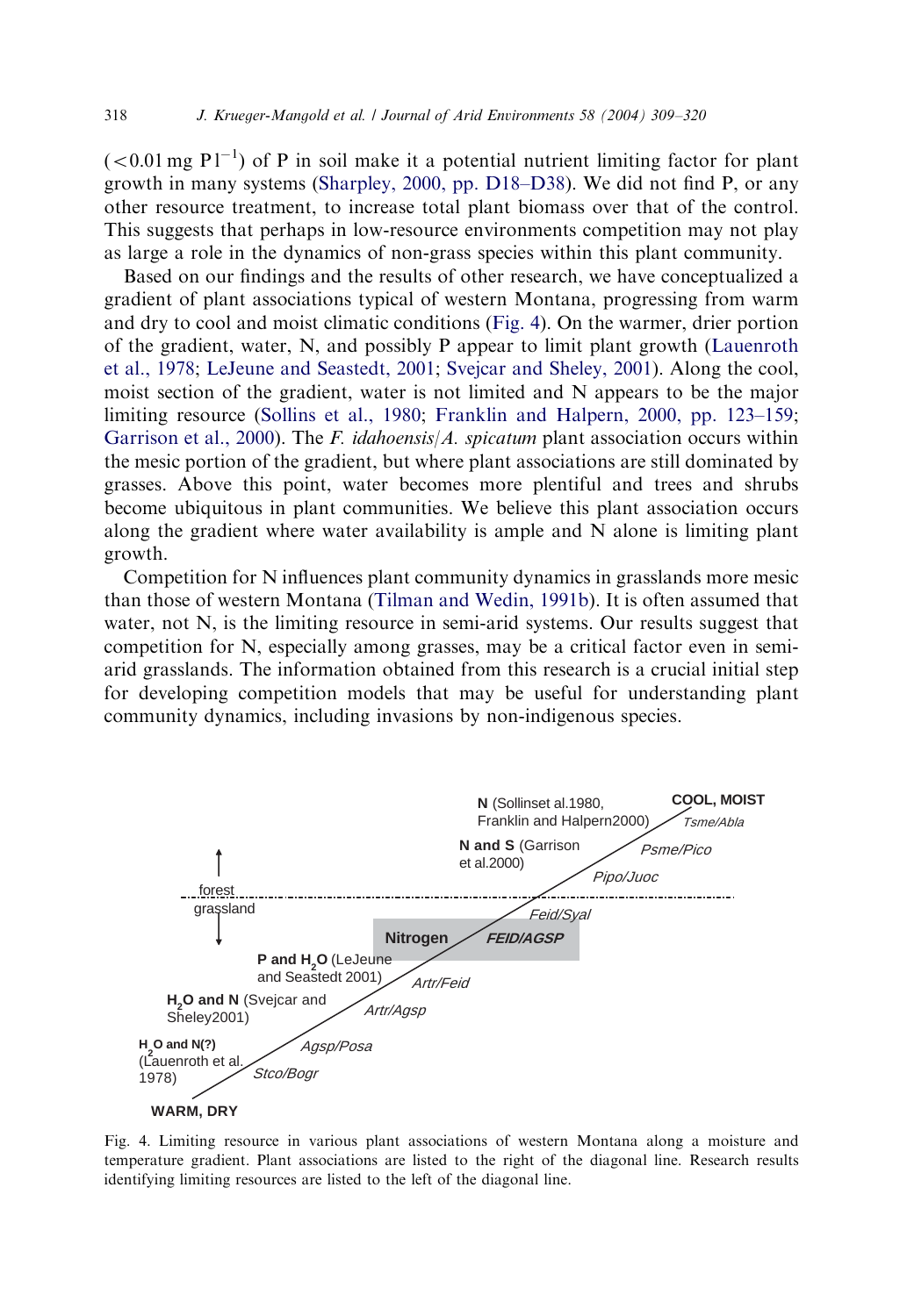($<0.01\,\text{mg P l}^{-1}$) of P in soil make it a potential nutrient limiting factor for plant growth in many systems (Sharpley, 2000, pp. D18–D38). We did not find P, or any other resource treatment, to increase total plant biomass over that of the control. This suggests that perhaps in low-resource environments competition may not play as large a role in the dynamics of non-grass species within this plant community.

Based on our findings and the results of other research, we have conceptualized a gradient of plant associations typical of western Montana, progressing from warm and dry to cool and moist climatic conditions (Fig. 4). On the warmer, drier portion of the gradient, water, N, and possibly P appear to limit plant growth (Lauenroth et al., 1978; LeJeune and Seastedt, 2001; Svejcar and Sheley, 2001). Along the cool, moist section of the gradient, water is not limited and N appears to be the major limiting resource (Sollins et al., 1980; Franklin and Halpern, 2000, pp. 123–159; Garrison et al., 2000). The *F. idahoensis*/*A. spicatum* plant association occurs within the mesic portion of the gradient, but where plant associations are still dominated by grasses. Above this point, water becomes more plentiful and trees and shrubs become ubiquitous in plant communities. We believe this plant association occurs along the gradient where water availability is ample and N alone is limiting plant growth.

Competition for N influences plant community dynamics in grasslands more mesic than those of western Montana (Tilman and Wedin, 1991b). It is often assumed that water, not N, is the limiting resource in semi-arid systems. Our results suggest that competition for N, especially among grasses, may be a critical factor even in semi-arid grasslands. The information obtained from this research is a crucial initial step for developing competition models that may be useful for understanding plant community dynamics, including invasions by non-indigenous species.

Fig. 4. Limiting resource in various plant associations of western Montana along a moisture and temperature gradient. Plant associations are listed to the right of the diagonal line. Research results identifying limiting resources are listed to the left of the diagonal line.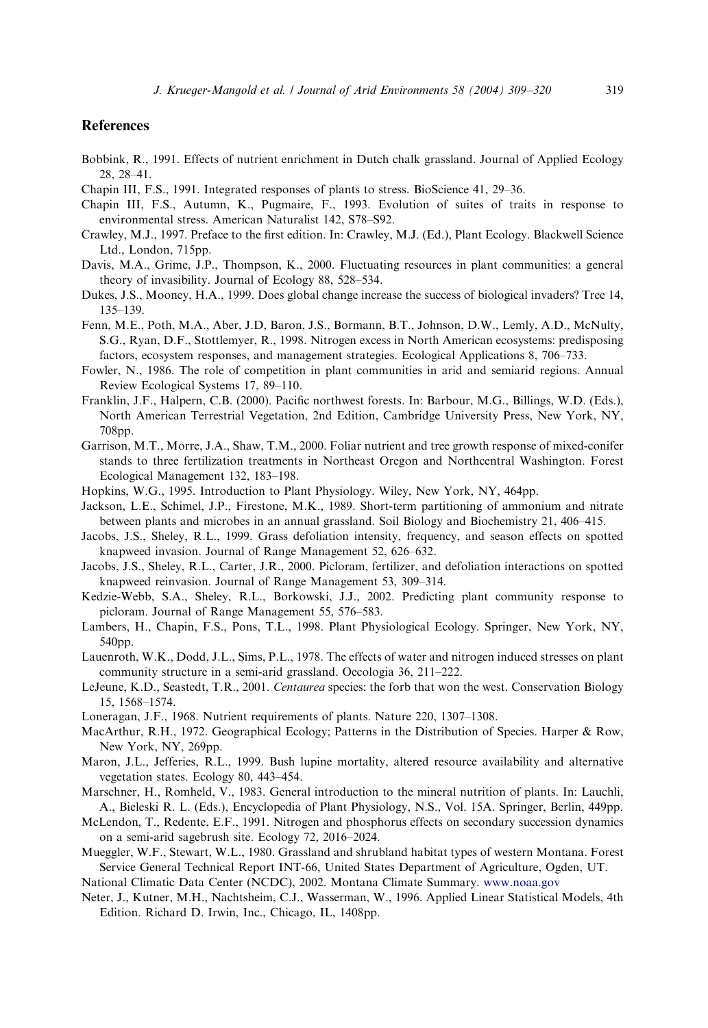## References

Bobbink, R., 1991. Effects of nutrient enrichment in Dutch chalk grassland. Journal of Applied Ecology 28, 28–41.

Chapin III, F.S., 1991. Integrated responses of plants to stress. BioScience 41, 29–36.

Chapin III, F.S., Autumn, K., Pugmaire, F., 1993. Evolution of suites of traits in response to environmental stress. American Naturalist 142, S78–S92.

Crawley, M.J., 1997. Preface to the first edition. In: Crawley, M.J. (Ed.), Plant Ecology. Blackwell Science Ltd., London, 715pp.

Davis, M.A., Grime, J.P., Thompson, K., 2000. Fluctuating resources in plant communities: a general theory of invasibility. Journal of Ecology 88, 528–534.

Dukes, J.S., Mooney, H.A., 1999. Does global change increase the success of biological invaders? Tree 14, 135–139.

Fenn, M.E., Poth, M.A., Aber, J.D, Baron, J.S., Bormann, B.T., Johnson, D.W., Lemly, A.D., McNulty, S.G., Ryan, D.F., Stottlemyer, R., 1998. Nitrogen excess in North American ecosystems: predisposing factors, ecosystem responses, and management strategies. Ecological Applications 8, 706–733.

Fowler, N., 1986. The role of competition in plant communities in arid and semiarid regions. Annual Review Ecological Systems 17, 89–110.

Franklin, J.F., Halpern, C.B. (2000). Pacific northwest forests. In: Barbour, M.G., Billings, W.D. (Eds.), North American Terrestrial Vegetation, 2nd Edition, Cambridge University Press, New York, NY, 708pp.

Garrison, M.T., Morre, J.A., Shaw, T.M., 2000. Foliar nutrient and tree growth response of mixed-conifer stands to three fertilization treatments in Northeast Oregon and Northcentral Washington. Forest Ecological Management 132, 183–198.

Hopkins, W.G., 1995. Introduction to Plant Physiology. Wiley, New York, NY, 464pp.

Jackson, L.E., Schimel, J.P., Firestone, M.K., 1989. Short-term partitioning of ammonium and nitrate between plants and microbes in an annual grassland. Soil Biology and Biochemistry 21, 406–415.

Jacobs, J.S., Sheley, R.L., 1999. Grass defoliation intensity, frequency, and season effects on spotted knapweed invasion. Journal of Range Management 52, 626–632.

Jacobs, J.S., Sheley, R.L., Carter, J.R., 2000. Picloram, fertilizer, and defoliation interactions on spotted knapweed reinvasion. Journal of Range Management 53, 309–314.

Kedzie-Webb, S.A., Sheley, R.L., Borkowski, J.J., 2002. Predicting plant community response to picloram. Journal of Range Management 55, 576–583.

Lambers, H., Chapin, F.S., Pons, T.L., 1998. Plant Physiological Ecology. Springer, New York, NY, 540pp.

Lauenroth, W.K., Dodd, J.L., Sims, P.L., 1978. The effects of water and nitrogen induced stresses on plant community structure in a semi-arid grassland. Oecologia 36, 211–222.

LeJeune, K.D., Seastedt, T.R., 2001. *Centaurea* species: the forb that won the west. Conservation Biology 15, 1568–1574.

Loneragan, J.F., 1968. Nutrient requirements of plants. Nature 220, 1307–1308.

MacArthur, R.H., 1972. Geographical Ecology; Patterns in the Distribution of Species. Harper & Row, New York, NY, 269pp.

Maron, J.L., Jefferies, R.L., 1999. Bush lupine mortality, altered resource availability and alternative vegetation states. Ecology 80, 443–454.

Marschner, H., Romheld, V., 1983. General introduction to the mineral nutrition of plants. In: Lauchli, A., Bieleski R. L. (Eds.), Encyclopedia of Plant Physiology, N.S., Vol. 15A. Springer, Berlin, 449pp.

McLendon, T., Redente, E.F., 1991. Nitrogen and phosphorus effects on secondary succession dynamics on a semi-arid sagebrush site. Ecology 72, 2016–2024.

Mueggler, W.F., Stewart, W.L., 1980. Grassland and shrubland habitat types of western Montana. Forest Service General Technical Report INT-66, United States Department of Agriculture, Ogden, UT.

National Climatic Data Center (NCDC), 2002. Montana Climate Summary. www.noaa.gov

Neter, J., Kutner, M.H., Nachtsheim, C.J., Wasserman, W., 1996. Applied Linear Statistical Models, 4th Edition. Richard D. Irwin, Inc., Chicago, IL, 1408pp.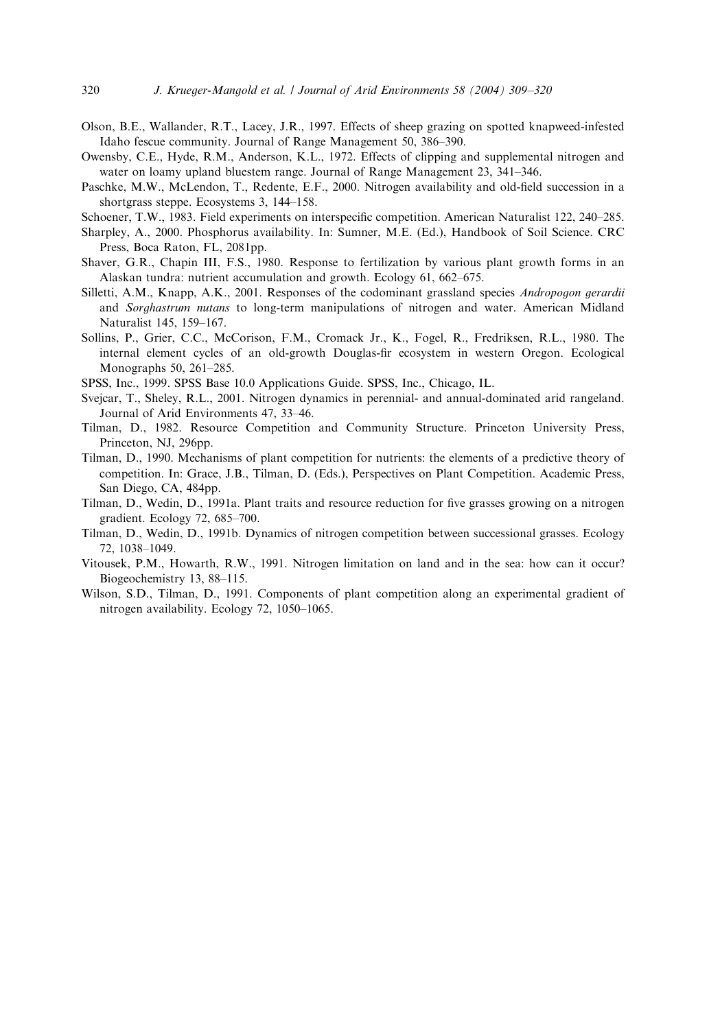Olson, B.E., Wallander, R.T., Lacey, J.R., 1997. Effects of sheep grazing on spotted knapweed-infested Idaho fescue community. Journal of Range Management 50, 386–390.

Owensby, C.E., Hyde, R.M., Anderson, K.L., 1972. Effects of clipping and supplemental nitrogen and water on loamy upland bluestem range. Journal of Range Management 23, 341–346.

Paschke, M.W., McLendon, T., Redente, E.F., 2000. Nitrogen availability and old-field succession in a shortgrass steppe. Ecosystems 3, 144–158.

Schoener, T.W., 1983. Field experiments on interspecific competition. American Naturalist 122, 240–285.

Sharpley, A., 2000. Phosphorus availability. In: Sumner, M.E. (Ed.), Handbook of Soil Science. CRC Press, Boca Raton, FL, 2081pp.

Shaver, G.R., Chapin III, F.S., 1980. Response to fertilization by various plant growth forms in an Alaskan tundra: nutrient accumulation and growth. Ecology 61, 662–675.

Silletti, A.M., Knapp, A.K., 2001. Responses of the codominant grassland species *Andropogon gerardii* and *Sorghastrum nutans* to long-term manipulations of nitrogen and water. American Midland Naturalist 145, 159–167.

Sollins, P., Grier, C.C., McCorison, F.M., Cromack Jr., K., Fogel, R., Fredriksen, R.L., 1980. The internal element cycles of an old-growth Douglas-fir ecosystem in western Oregon. Ecological Monographs 50, 261–285.

SPSS, Inc., 1999. SPSS Base 10.0 Applications Guide. SPSS, Inc., Chicago, IL.

Svejcar, T., Sheley, R.L., 2001. Nitrogen dynamics in perennial- and annual-dominated arid rangeland. Journal of Arid Environments 47, 33–46.

Tilman, D., 1982. Resource Competition and Community Structure. Princeton University Press, Princeton, NJ, 296pp.

Tilman, D., 1990. Mechanisms of plant competition for nutrients: the elements of a predictive theory of competition. In: Grace, J.B., Tilman, D. (Eds.), Perspectives on Plant Competition. Academic Press, San Diego, CA, 484pp.

Tilman, D., Wedin, D., 1991a. Plant traits and resource reduction for five grasses growing on a nitrogen gradient. Ecology 72, 685–700.

Tilman, D., Wedin, D., 1991b. Dynamics of nitrogen competition between successional grasses. Ecology 72, 1038–1049.

Vitousek, P.M., Howarth, R.W., 1991. Nitrogen limitation on land and in the sea: how can it occur? Biogeochemistry 13, 88–115.

Wilson, S.D., Tilman, D., 1991. Components of plant competition along an experimental gradient of nitrogen availability. Ecology 72, 1050–1065.